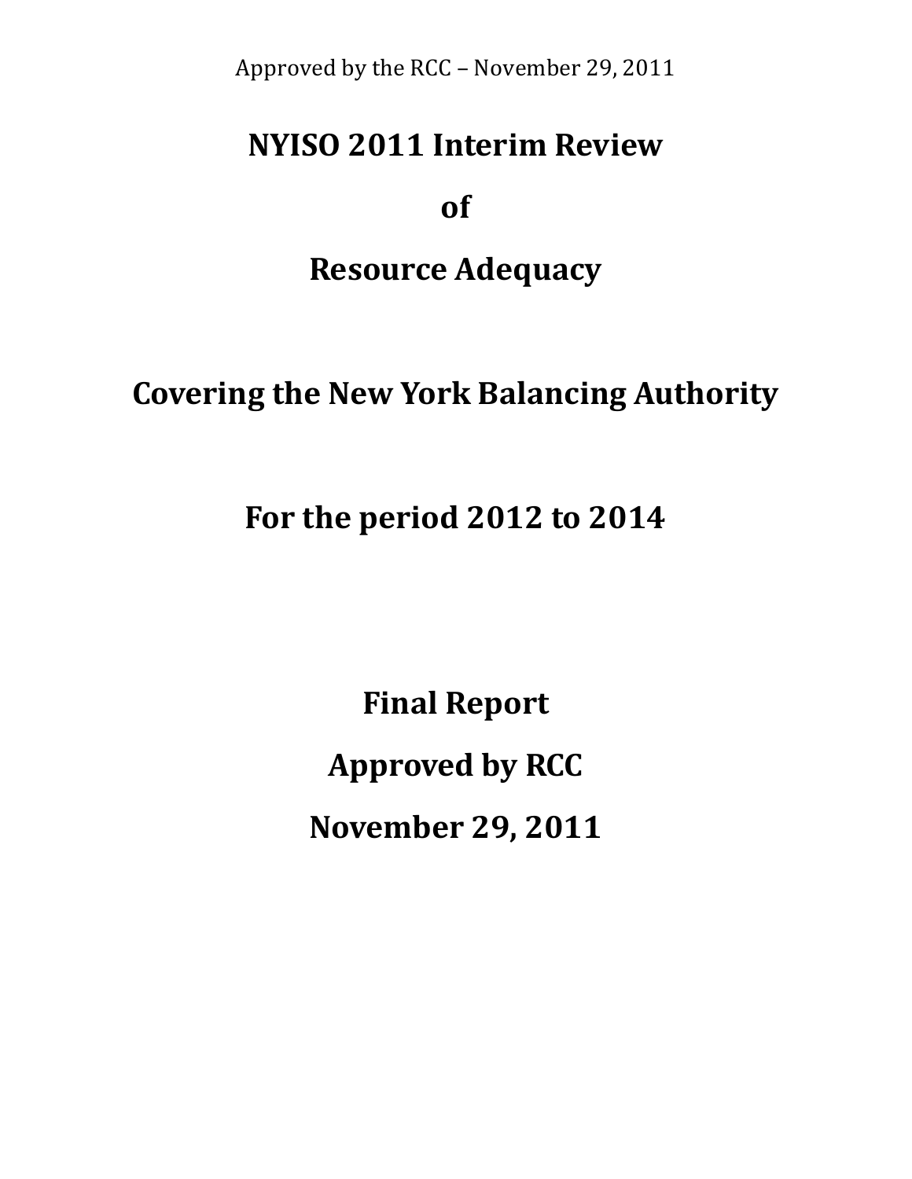Approved by the RCC – November 29, 2011

# NYISO 2011 Interim Review

# of

# Resource Adequacy

# Covering the New York Balancing Authority

# For the period 2012 to 2014

**Final Report**

**Approved by RCC**

**November 29, 2011**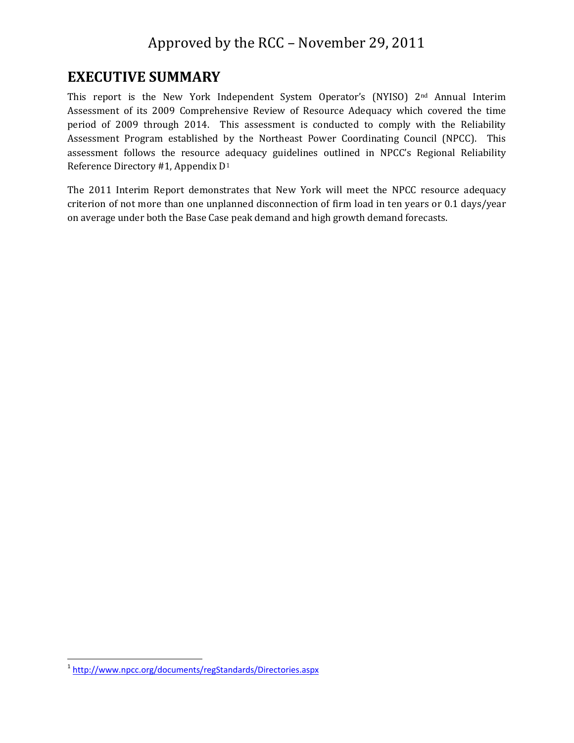Approved by the RCC – November 29, 2011

# EXECUTIVE SUMMARY

This report is the New York Independent System Operator's (NYISO) 2nd Annual Interim Assessment of its 2009 Comprehensive Review of Resource Adequacy which covered the time period of 2009 through 2014. This assessment is conducted to comply with the Reliability Assessment Program established by the Northeast Power Coordinating Council (NPCC). This assessment follows the resource adequacy guidelines outlined in NPCC's Regional Reliability Reference Directory #1, Appendix D[1]

The 2011 Interim Report demonstrates that New York will meet the NPCC resource adequacy criterion of not more than one unplanned disconnection of firm load in ten years or 0.1 days/year on average under both the Base Case peak demand and high growth demand forecasts.

[1] http://www.npcc.org/documents/regStandards/Directories.aspx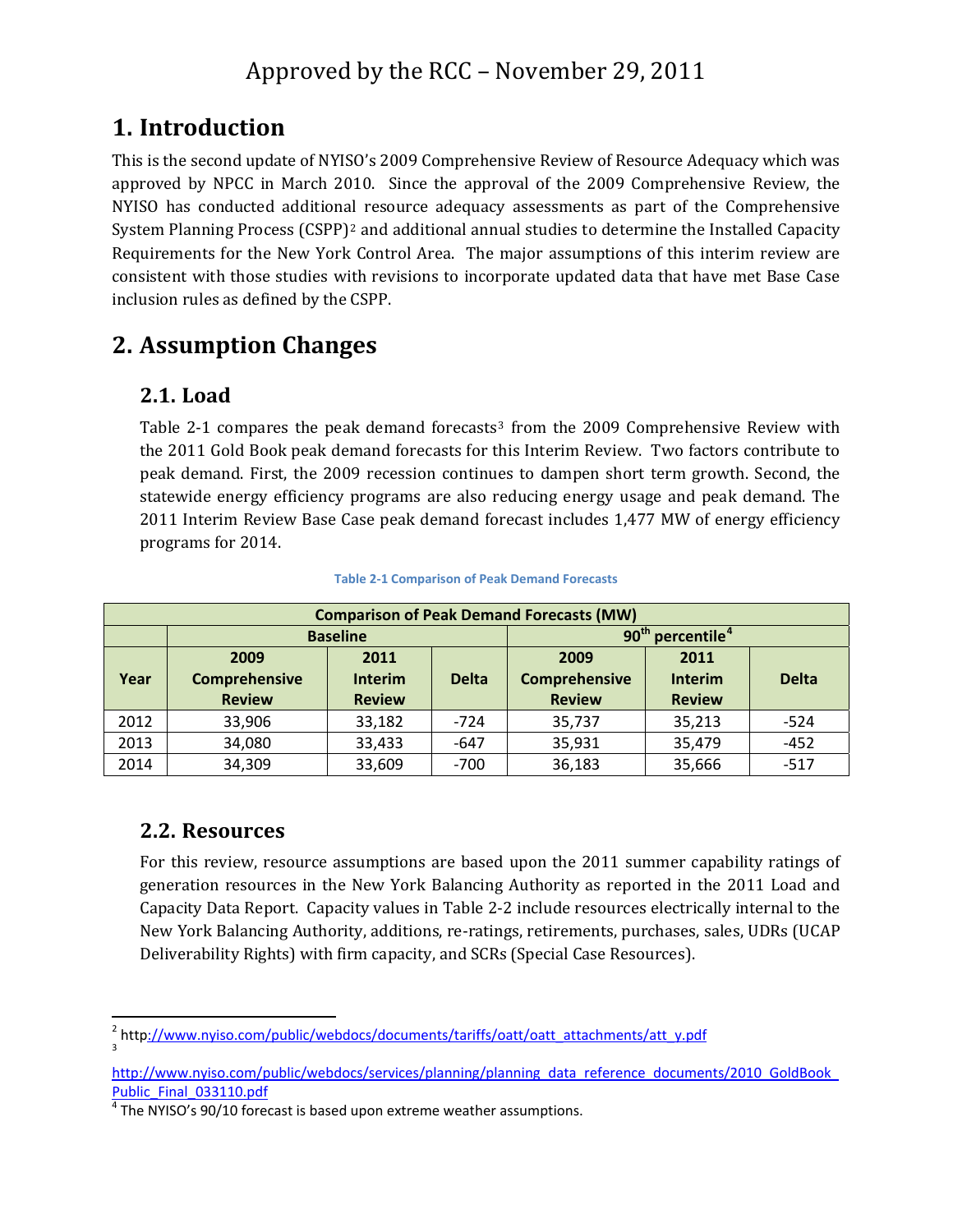Approved by the RCC – November 29, 2011

# 1. Introduction

This is the second update of NYISO's 2009 Comprehensive Review of Resource Adequacy which was approved by NPCC in March 2010. Since the approval of the 2009 Comprehensive Review, the NYISO has conducted additional resource adequacy assessments as part of the Comprehensive System Planning Process (CSPP)[2] and additional annual studies to determine the Installed Capacity Requirements for the New York Control Area. The major assumptions of this interim review are consistent with those studies with revisions to incorporate updated data that have met Base Case inclusion rules as defined by the CSPP.

# 2. Assumption Changes

## 2.1. Load

Table 2-1 compares the peak demand forecasts[3] from the 2009 Comprehensive Review with the 2011 Gold Book peak demand forecasts for this Interim Review. Two factors contribute to peak demand. First, the 2009 recession continues to dampen short term growth. Second, the statewide energy efficiency programs are also reducing energy usage and peak demand. The 2011 Interim Review Base Case peak demand forecast includes 1,477 MW of energy efficiency programs for 2014.

Table 2-1 Comparison of Peak Demand Forecasts

| Comparison of Peak Demand Forecasts (MW) | | | | | | |
|---|---|---|---|---|---|---|
| | Baseline | | | 90th percentile[4] | | |
| Year | 2009 Comprehensive Review | 2011 Interim Review | Delta | 2009 Comprehensive Review | 2011 Interim Review | Delta |
| 2012 | 33,906 | 33,182 | -724 | 35,737 | 35,213 | -524 |
| 2013 | 34,080 | 33,433 | -647 | 35,931 | 35,479 | -452 |
| 2014 | 34,309 | 33,609 | -700 | 36,183 | 35,666 | -517 |

## 2.2. Resources

For this review, resource assumptions are based upon the 2011 summer capability ratings of generation resources in the New York Balancing Authority as reported in the 2011 Load and Capacity Data Report. Capacity values in Table 2-2 include resources electrically internal to the New York Balancing Authority, additions, re-ratings, retirements, purchases, sales, UDRs (UCAP Deliverability Rights) with firm capacity, and SCRs (Special Case Resources).

---

[2] http://www.nyiso.com/public/webdocs/documents/tariffs/oatt/oatt_attachments/att_y.pdf

[3] http://www.nyiso.com/public/webdocs/services/planning/planning_data_reference_documents/2010_GoldBook_Public_Final_033110.pdf

[4] The NYISO's 90/10 forecast is based upon extreme weather assumptions.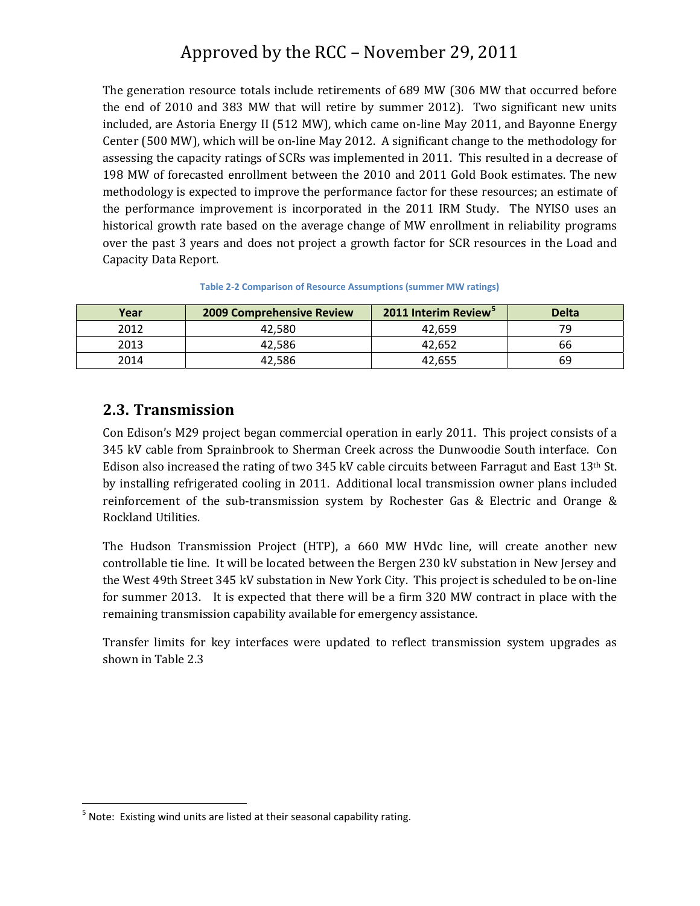The generation resource totals include retirements of 689 MW (306 MW that occurred before the end of 2010 and 383 MW that will retire by summer 2012). Two significant new units included, are Astoria Energy II (512 MW), which came on-line May 2011, and Bayonne Energy Center (500 MW), which will be on-line May 2012. A significant change to the methodology for assessing the capacity ratings of SCRs was implemented in 2011. This resulted in a decrease of 198 MW of forecasted enrollment between the 2010 and 2011 Gold Book estimates. The new methodology is expected to improve the performance factor for these resources; an estimate of the performance improvement is incorporated in the 2011 IRM Study. The NYISO uses an historical growth rate based on the average change of MW enrollment in reliability programs over the past 3 years and does not project a growth factor for SCR resources in the Load and Capacity Data Report.

**Table 2-2 Comparison of Resource Assumptions (summer MW ratings)**

| Year | 2009 Comprehensive Review | 2011 Interim Review[5] | Delta |
|---|---|---|---|
| 2012 | 42,580 | 42,659 | 79 |
| 2013 | 42,586 | 42,652 | 66 |
| 2014 | 42,586 | 42,655 | 69 |

## 2.3. Transmission

Con Edison's M29 project began commercial operation in early 2011. This project consists of a 345 kV cable from Sprainbrook to Sherman Creek across the Dunwoodie South interface. Con Edison also increased the rating of two 345 kV cable circuits between Farragut and East 13th St. by installing refrigerated cooling in 2011. Additional local transmission owner plans included reinforcement of the sub-transmission system by Rochester Gas & Electric and Orange & Rockland Utilities.

The Hudson Transmission Project (HTP), a 660 MW HVdc line, will create another new controllable tie line. It will be located between the Bergen 230 kV substation in New Jersey and the West 49th Street 345 kV substation in New York City. This project is scheduled to be on-line for summer 2013. It is expected that there will be a firm 320 MW contract in place with the remaining transmission capability available for emergency assistance.

Transfer limits for key interfaces were updated to reflect transmission system upgrades as shown in Table 2.3

[5] Note: Existing wind units are listed at their seasonal capability rating.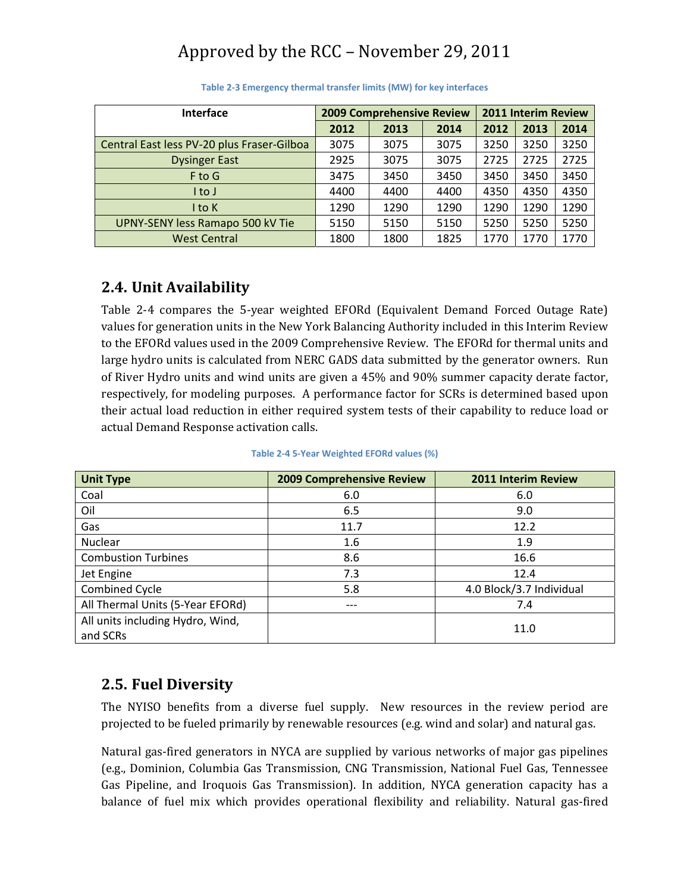Table 2-3 Emergency thermal transfer limits (MW) for key interfaces

| Interface | 2009 Comprehensive Review | | | 2011 Interim Review | | |
|---|---|---|---|---|---|---|
| | 2012 | 2013 | 2014 | 2012 | 2013 | 2014 |
| Central East less PV-20 plus Fraser-Gilboa | 3075 | 3075 | 3075 | 3250 | 3250 | 3250 |
| Dysinger East | 2925 | 3075 | 3075 | 2725 | 2725 | 2725 |
| F to G | 3475 | 3450 | 3450 | 3450 | 3450 | 3450 |
| I to J | 4400 | 4400 | 4400 | 4350 | 4350 | 4350 |
| I to K | 1290 | 1290 | 1290 | 1290 | 1290 | 1290 |
| UPNY-SENY less Ramapo 500 kV Tie | 5150 | 5150 | 5150 | 5250 | 5250 | 5250 |
| West Central | 1800 | 1800 | 1825 | 1770 | 1770 | 1770 |

## 2.4. Unit Availability

Table 2-4 compares the 5-year weighted EFORd (Equivalent Demand Forced Outage Rate) values for generation units in the New York Balancing Authority included in this Interim Review to the EFORd values used in the 2009 Comprehensive Review. The EFORd for thermal units and large hydro units is calculated from NERC GADS data submitted by the generator owners. Run of River Hydro units and wind units are given a 45% and 90% summer capacity derate factor, respectively, for modeling purposes. A performance factor for SCRs is determined based upon their actual load reduction in either required system tests of their capability to reduce load or actual Demand Response activation calls.

Table 2-4 5-Year Weighted EFORd values (%)

| Unit Type | 2009 Comprehensive Review | 2011 Interim Review |
|---|---|---|
| Coal | 6.0 | 6.0 |
| Oil | 6.5 | 9.0 |
| Gas | 11.7 | 12.2 |
| Nuclear | 1.6 | 1.9 |
| Combustion Turbines | 8.6 | 16.6 |
| Jet Engine | 7.3 | 12.4 |
| Combined Cycle | 5.8 | 4.0 Block/3.7 Individual |
| All Thermal Units (5-Year EFORd) | --- | 7.4 |
| All units including Hydro, Wind, and SCRs | | 11.0 |

## 2.5. Fuel Diversity

The NYISO benefits from a diverse fuel supply. New resources in the review period are projected to be fueled primarily by renewable resources (e.g. wind and solar) and natural gas.

Natural gas-fired generators in NYCA are supplied by various networks of major gas pipelines (e.g., Dominion, Columbia Gas Transmission, CNG Transmission, National Fuel Gas, Tennessee Gas Pipeline, and Iroquois Gas Transmission). In addition, NYCA generation capacity has a balance of fuel mix which provides operational flexibility and reliability. Natural gas-fired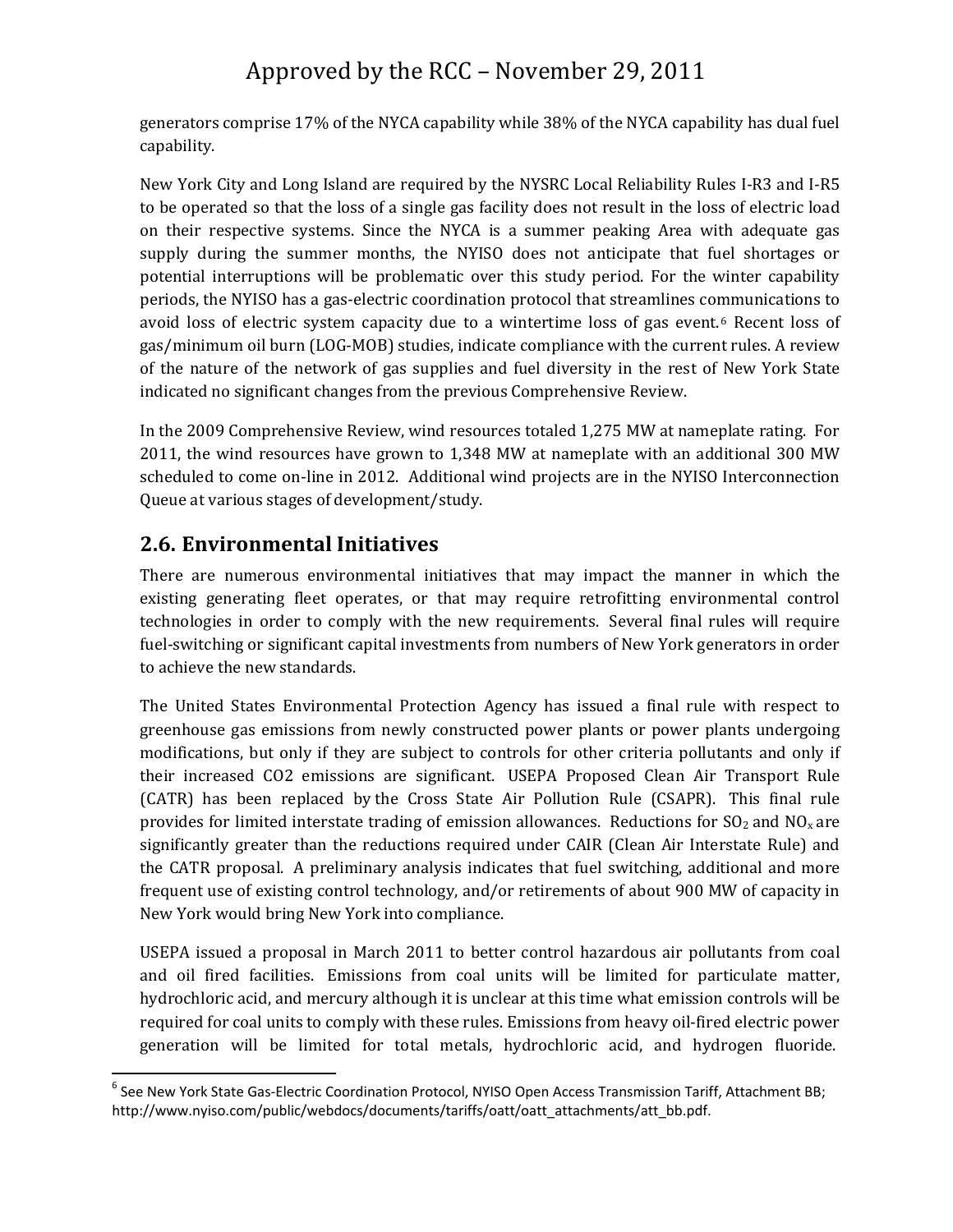generators comprise 17% of the NYCA capability while 38% of the NYCA capability has dual fuel capability.

New York City and Long Island are required by the NYSRC Local Reliability Rules I-R3 and I-R5 to be operated so that the loss of a single gas facility does not result in the loss of electric load on their respective systems. Since the NYCA is a summer peaking Area with adequate gas supply during the summer months, the NYISO does not anticipate that fuel shortages or potential interruptions will be problematic over this study period. For the winter capability periods, the NYISO has a gas-electric coordination protocol that streamlines communications to avoid loss of electric system capacity due to a wintertime loss of gas event.[6] Recent loss of gas/minimum oil burn (LOG-MOB) studies, indicate compliance with the current rules. A review of the nature of the network of gas supplies and fuel diversity in the rest of New York State indicated no significant changes from the previous Comprehensive Review.

In the 2009 Comprehensive Review, wind resources totaled 1,275 MW at nameplate rating. For 2011, the wind resources have grown to 1,348 MW at nameplate with an additional 300 MW scheduled to come on-line in 2012. Additional wind projects are in the NYISO Interconnection Queue at various stages of development/study.

## 2.6. Environmental Initiatives

There are numerous environmental initiatives that may impact the manner in which the existing generating fleet operates, or that may require retrofitting environmental control technologies in order to comply with the new requirements. Several final rules will require fuel-switching or significant capital investments from numbers of New York generators in order to achieve the new standards.

The United States Environmental Protection Agency has issued a final rule with respect to greenhouse gas emissions from newly constructed power plants or power plants undergoing modifications, but only if they are subject to controls for other criteria pollutants and only if their increased CO2 emissions are significant. USEPA Proposed Clean Air Transport Rule (CATR) has been replaced by the Cross State Air Pollution Rule (CSAPR). This final rule provides for limited interstate trading of emission allowances. Reductions for $SO_2$ and $NO_x$ are significantly greater than the reductions required under CAIR (Clean Air Interstate Rule) and the CATR proposal. A preliminary analysis indicates that fuel switching, additional and more frequent use of existing control technology, and/or retirements of about 900 MW of capacity in New York would bring New York into compliance.

USEPA issued a proposal in March 2011 to better control hazardous air pollutants from coal and oil fired facilities. Emissions from coal units will be limited for particulate matter, hydrochloric acid, and mercury although it is unclear at this time what emission controls will be required for coal units to comply with these rules. Emissions from heavy oil-fired electric power generation will be limited for total metals, hydrochloric acid, and hydrogen fluoride.

[6] See New York State Gas-Electric Coordination Protocol, NYISO Open Access Transmission Tariff, Attachment BB; http://www.nyiso.com/public/webdocs/documents/tariffs/oatt/oatt_attachments/att_bb.pdf.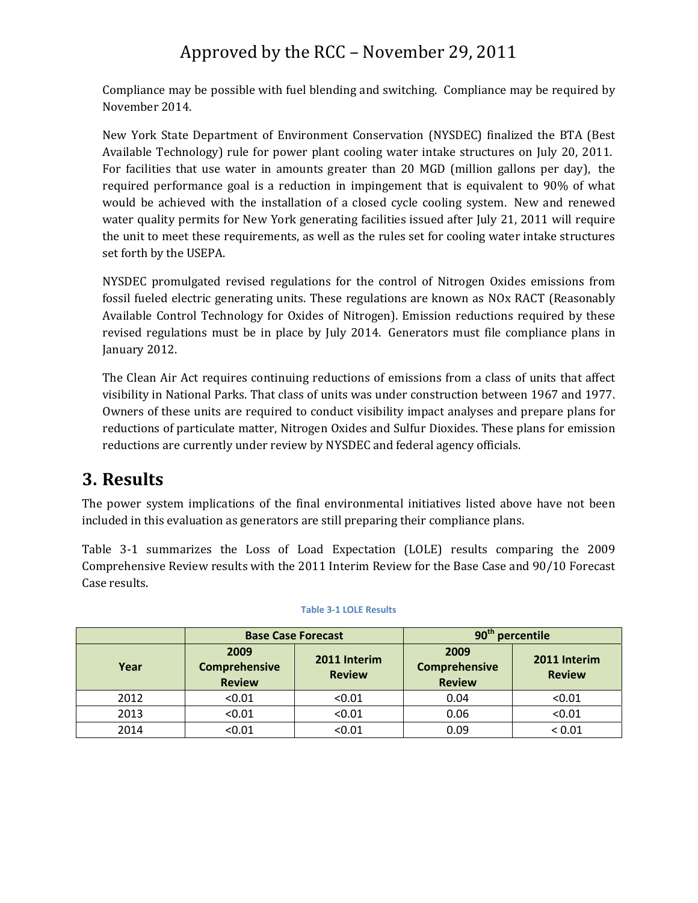Compliance may be possible with fuel blending and switching. Compliance may be required by November 2014.

New York State Department of Environment Conservation (NYSDEC) finalized the BTA (Best Available Technology) rule for power plant cooling water intake structures on July 20, 2011. For facilities that use water in amounts greater than 20 MGD (million gallons per day), the required performance goal is a reduction in impingement that is equivalent to 90% of what would be achieved with the installation of a closed cycle cooling system. New and renewed water quality permits for New York generating facilities issued after July 21, 2011 will require the unit to meet these requirements, as well as the rules set for cooling water intake structures set forth by the USEPA.

NYSDEC promulgated revised regulations for the control of Nitrogen Oxides emissions from fossil fueled electric generating units. These regulations are known as NOx RACT (Reasonably Available Control Technology for Oxides of Nitrogen). Emission reductions required by these revised regulations must be in place by July 2014. Generators must file compliance plans in January 2012.

The Clean Air Act requires continuing reductions of emissions from a class of units that affect visibility in National Parks. That class of units was under construction between 1967 and 1977. Owners of these units are required to conduct visibility impact analyses and prepare plans for reductions of particulate matter, Nitrogen Oxides and Sulfur Dioxides. These plans for emission reductions are currently under review by NYSDEC and federal agency officials.

# 3. Results

The power system implications of the final environmental initiatives listed above have not been included in this evaluation as generators are still preparing their compliance plans.

Table 3-1 summarizes the Loss of Load Expectation (LOLE) results comparing the 2009 Comprehensive Review results with the 2011 Interim Review for the Base Case and 90/10 Forecast Case results.

**Table 3-1 LOLE Results**

| | Base Case Forecast | | $90^{th}$ percentile | |
|---|---|---|---|---|
| **Year** | **2009 Comprehensive Review** | **2011 Interim Review** | **2009 Comprehensive Review** | **2011 Interim Review** |
| 2012 | <0.01 | <0.01 | 0.04 | <0.01 |
| 2013 | <0.01 | <0.01 | 0.06 | <0.01 |
| 2014 | <0.01 | <0.01 | 0.09 | < 0.01 |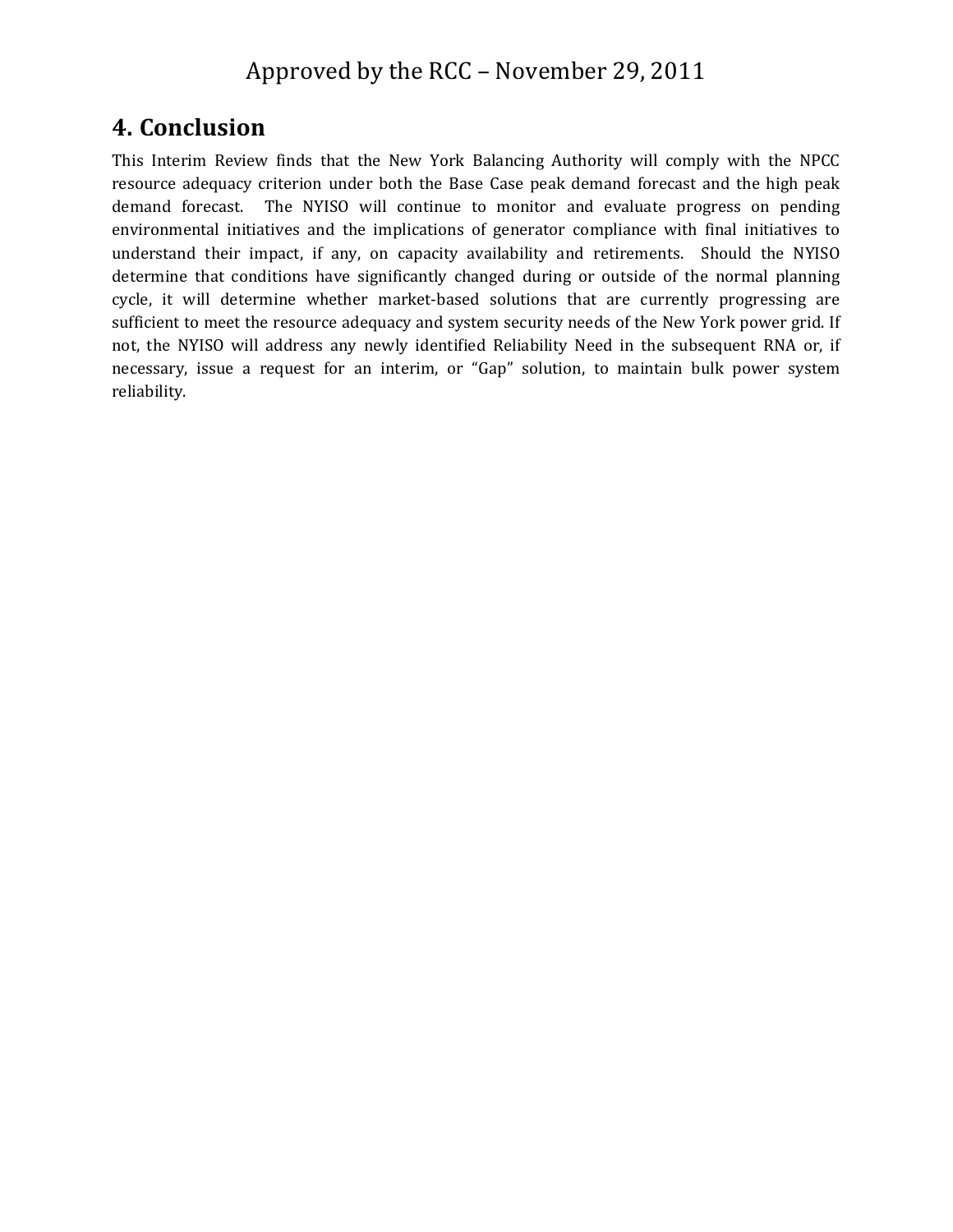## 4. Conclusion

This Interim Review finds that the New York Balancing Authority will comply with the NPCC resource adequacy criterion under both the Base Case peak demand forecast and the high peak demand forecast. The NYISO will continue to monitor and evaluate progress on pending environmental initiatives and the implications of generator compliance with final initiatives to understand their impact, if any, on capacity availability and retirements. Should the NYISO determine that conditions have significantly changed during or outside of the normal planning cycle, it will determine whether market-based solutions that are currently progressing are sufficient to meet the resource adequacy and system security needs of the New York power grid. If not, the NYISO will address any newly identified Reliability Need in the subsequent RNA or, if necessary, issue a request for an interim, or "Gap" solution, to maintain bulk power system reliability.